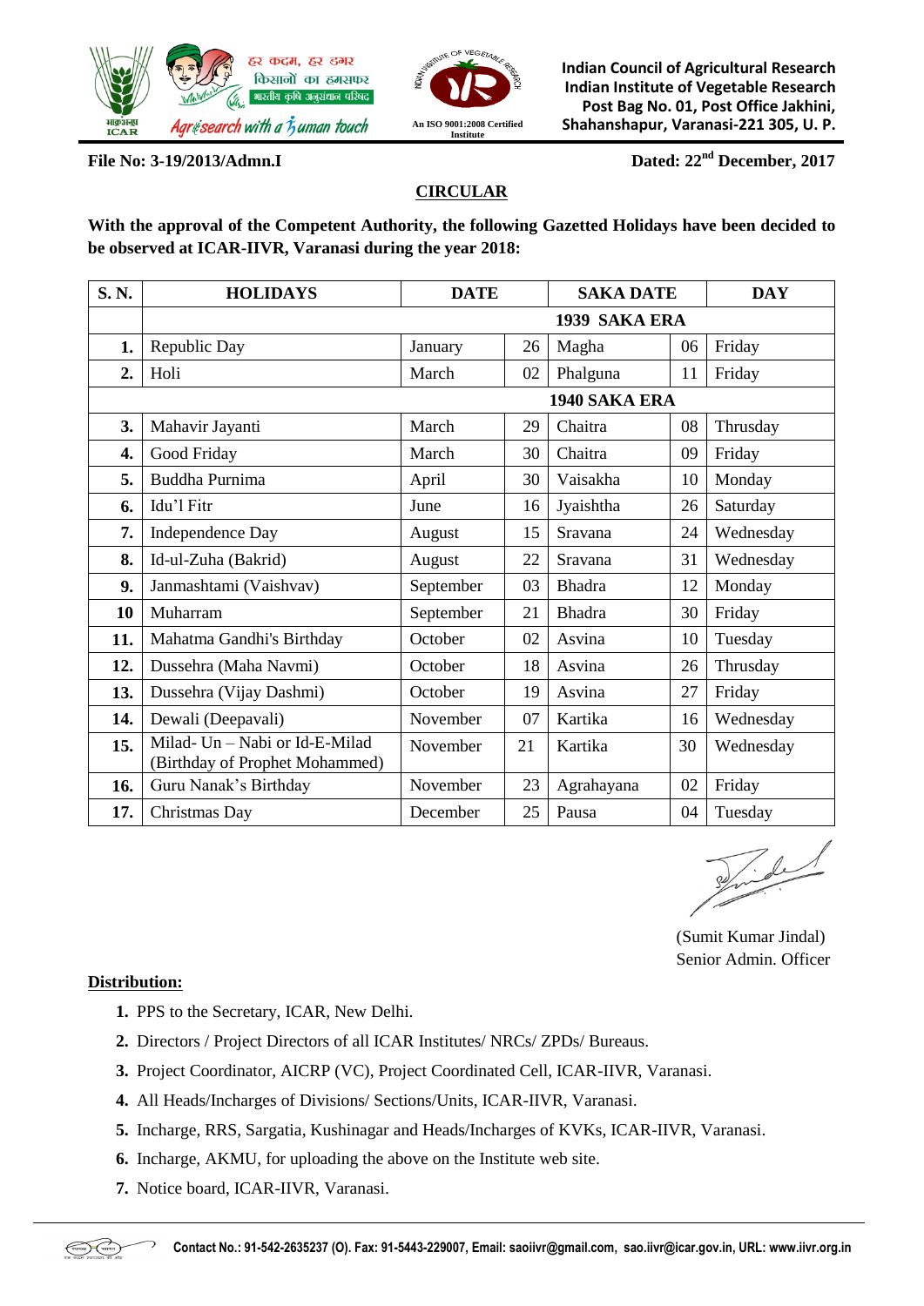हर कदम, हर डगर
किसानों का हमसफर
भारतीय कृषि अनुसंधान परिषद

Agrisearch with a human touch

An ISO 9001:2008 Certified Institute

**Indian Council of Agricultural Research**
**Indian Institute of Vegetable Research**
**Post Bag No. 01, Post Office Jakhini,**
**Shahanshapur, Varanasi-221 305, U. P.**

**File No: 3-19/2013/Admn.I** **Dated: 22nd December, 2017**

## CIRCULAR

**With the approval of the Competent Authority, the following Gazetted Holidays have been decided to be observed at ICAR-IIVR, Varanasi during the year 2018:**

| S. N. | HOLIDAYS | DATE | | SAKA DATE | | DAY |
|---|---|---|---|---|---|---|
| | | | | **1939 SAKA ERA** | | |
| **1.** | Republic Day | January | 26 | Magha | 06 | Friday |
| **2.** | Holi | March | 02 | Phalguna | 11 | Friday |
| | | | | **1940 SAKA ERA** | | |
| **3.** | Mahavir Jayanti | March | 29 | Chaitra | 08 | Thrusday |
| **4.** | Good Friday | March | 30 | Chaitra | 09 | Friday |
| **5.** | Buddha Purnima | April | 30 | Vaisakha | 10 | Monday |
| **6.** | Idu'l Fitr | June | 16 | Jyaishtha | 26 | Saturday |
| **7.** | Independence Day | August | 15 | Sravana | 24 | Wednesday |
| **8.** | Id-ul-Zuha (Bakrid) | August | 22 | Sravana | 31 | Wednesday |
| **9.** | Janmashtami (Vaishvav) | September | 03 | Bhadra | 12 | Monday |
| **10** | Muharram | September | 21 | Bhadra | 30 | Friday |
| **11.** | Mahatma Gandhi's Birthday | October | 02 | Asvina | 10 | Tuesday |
| **12.** | Dussehra (Maha Navmi) | October | 18 | Asvina | 26 | Thrusday |
| **13.** | Dussehra (Vijay Dashmi) | October | 19 | Asvina | 27 | Friday |
| **14.** | Dewali (Deepavali) | November | 07 | Kartika | 16 | Wednesday |
| **15.** | Milad- Un – Nabi or Id-E-Milad (Birthday of Prophet Mohammed) | November | 21 | Kartika | 30 | Wednesday |
| **16.** | Guru Nanak's Birthday | November | 23 | Agrahayana | 02 | Friday |
| **17.** | Christmas Day | December | 25 | Pausa | 04 | Tuesday |

(Sumit Kumar Jindal)
Senior Admin. Officer

**Distribution:**

1. PPS to the Secretary, ICAR, New Delhi.
2. Directors / Project Directors of all ICAR Institutes/ NRCs/ ZPDs/ Bureaus.
3. Project Coordinator, AICRP (VC), Project Coordinated Cell, ICAR-IIVR, Varanasi.
4. All Heads/Incharges of Divisions/ Sections/Units, ICAR-IIVR, Varanasi.
5. Incharge, RRS, Sargatia, Kushinagar and Heads/Incharges of KVKs, ICAR-IIVR, Varanasi.
6. Incharge, AKMU, for uploading the above on the Institute web site.
7. Notice board, ICAR-IIVR, Varanasi.

**Contact No.: 91-542-2635237 (O). Fax: 91-5443-229007, Email: saoiivr@gmail.com, sao.iivr@icar.gov.in, URL: www.iivr.org.in**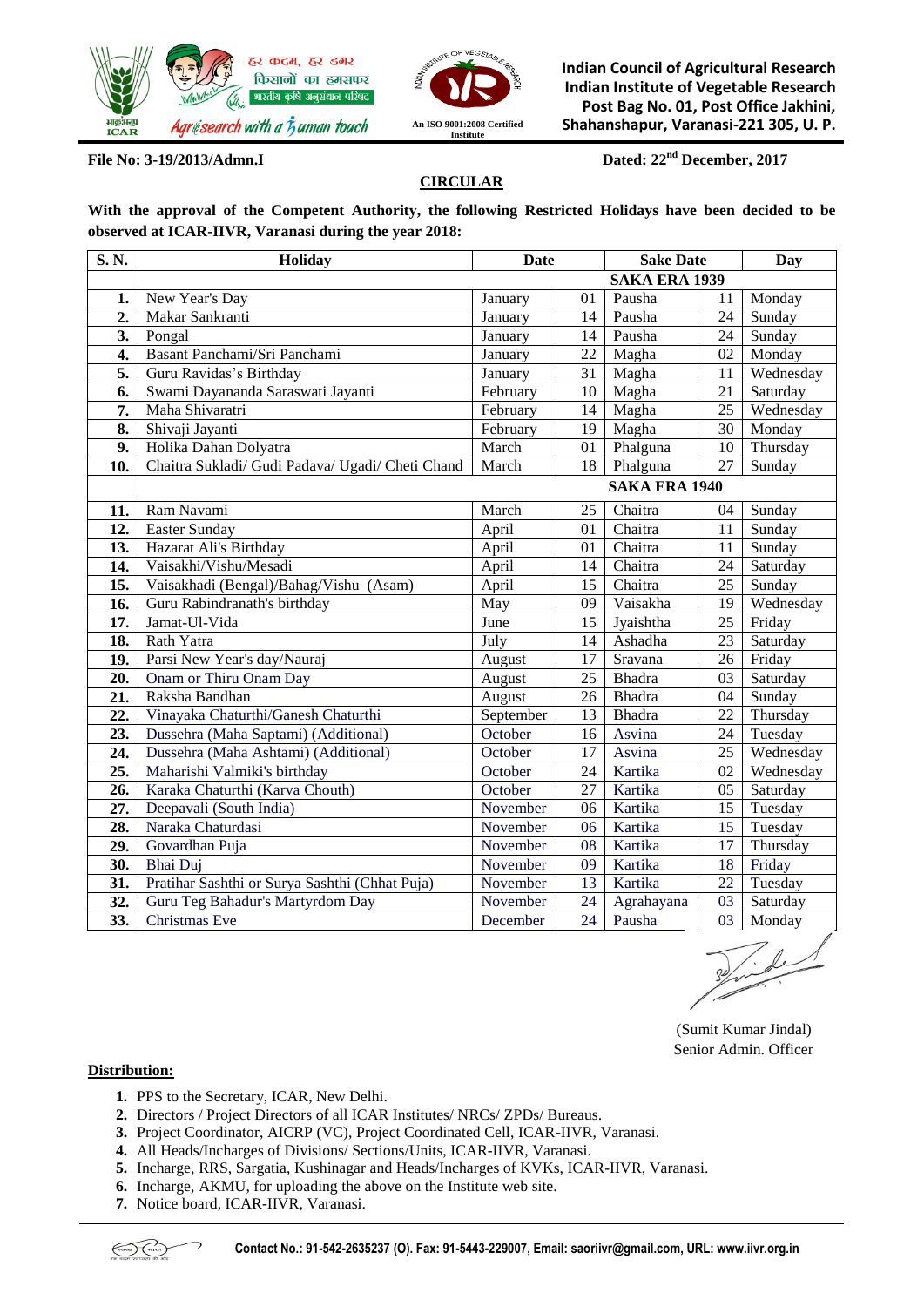हर कदम, हर डगर
किसानों का हमसफर
भारतीय कृषि अनुसंधान परिषद

Agrisearch with a human touch

An ISO 9001:2008 Certified Institute

**Indian Council of Agricultural Research**
**Indian Institute of Vegetable Research**
**Post Bag No. 01, Post Office Jakhini,**
**Shahanshapur, Varanasi-221 305, U. P.**

**File No: 3-19/2013/Admn.I** **Dated: 22nd December, 2017**

## CIRCULAR

**With the approval of the Competent Authority, the following Restricted Holidays have been decided to be observed at ICAR-IIVR, Varanasi during the year 2018:**

| S. N. | Holiday | Date | | Sake Date | | Day |
|---|---|---|---|---|---|---|
| | | | | **SAKA ERA 1939** | | |
| **1.** | New Year's Day | January | 01 | Pausha | 11 | Monday |
| **2.** | Makar Sankranti | January | 14 | Pausha | 24 | Sunday |
| **3.** | Pongal | January | 14 | Pausha | 24 | Sunday |
| **4.** | Basant Panchami/Sri Panchami | January | 22 | Magha | 02 | Monday |
| **5.** | Guru Ravidas's Birthday | January | 31 | Magha | 11 | Wednesday |
| **6.** | Swami Dayananda Saraswati Jayanti | February | 10 | Magha | 21 | Saturday |
| **7.** | Maha Shivaratri | February | 14 | Magha | 25 | Wednesday |
| **8.** | Shivaji Jayanti | February | 19 | Magha | 30 | Monday |
| **9.** | Holika Dahan Dolyatra | March | 01 | Phalguna | 10 | Thursday |
| **10.** | Chaitra Sukladi/ Gudi Padava/ Ugadi/ Cheti Chand | March | 18 | Phalguna | 27 | Sunday |
| | | | | **SAKA ERA 1940** | | |
| **11.** | Ram Navami | March | 25 | Chaitra | 04 | Sunday |
| **12.** | Easter Sunday | April | 01 | Chaitra | 11 | Sunday |
| **13.** | Hazarat Ali's Birthday | April | 01 | Chaitra | 11 | Sunday |
| **14.** | Vaisakhi/Vishu/Mesadi | April | 14 | Chaitra | 24 | Saturday |
| **15.** | Vaisakhadi (Bengal)/Bahag/Vishu (Asam) | April | 15 | Chaitra | 25 | Sunday |
| **16.** | Guru Rabindranath's birthday | May | 09 | Vaisakha | 19 | Wednesday |
| **17.** | Jamat-Ul-Vida | June | 15 | Jyaishtha | 25 | Friday |
| **18.** | Rath Yatra | July | 14 | Ashadha | 23 | Saturday |
| **19.** | Parsi New Year's day/Nauraj | August | 17 | Sravana | 26 | Friday |
| **20.** | Onam or Thiru Onam Day | August | 25 | Bhadra | 03 | Saturday |
| **21.** | Raksha Bandhan | August | 26 | Bhadra | 04 | Sunday |
| **22.** | Vinayaka Chaturthi/Ganesh Chaturthi | September | 13 | Bhadra | 22 | Thursday |
| **23.** | Dussehra (Maha Saptami) (Additional) | October | 16 | Asvina | 24 | Tuesday |
| **24.** | Dussehra (Maha Ashtami) (Additional) | October | 17 | Asvina | 25 | Wednesday |
| **25.** | Maharishi Valmiki's birthday | October | 24 | Kartika | 02 | Wednesday |
| **26.** | Karaka Chaturthi (Karva Chouth) | October | 27 | Kartika | 05 | Saturday |
| **27.** | Deepavali (South India) | November | 06 | Kartika | 15 | Tuesday |
| **28.** | Naraka Chaturdasi | November | 06 | Kartika | 15 | Tuesday |
| **29.** | Govardhan Puja | November | 08 | Kartika | 17 | Thursday |
| **30.** | Bhai Duj | November | 09 | Kartika | 18 | Friday |
| **31.** | Pratihar Sashthi or Surya Sashthi (Chhat Puja) | November | 13 | Kartika | 22 | Tuesday |
| **32.** | Guru Teg Bahadur's Martyrdom Day | November | 24 | Agrahayana | 03 | Saturday |
| **33.** | Christmas Eve | December | 24 | Pausha | 03 | Monday |

(Sumit Kumar Jindal)
Senior Admn. Officer

**Distribution:**

1. PPS to the Secretary, ICAR, New Delhi.
2. Directors / Project Directors of all ICAR Institutes/ NRCs/ ZPDs/ Bureaus.
3. Project Coordinator, AICRP (VC), Project Coordinated Cell, ICAR-IIVR, Varanasi.
4. All Heads/Incharges of Divisions/ Sections/Units, ICAR-IIVR, Varanasi.
5. Incharge, RRS, Sargatia, Kushinagar and Heads/Incharges of KVKs, ICAR-IIVR, Varanasi.
6. Incharge, AKMU, for uploading the above on the Institute web site.
7. Notice board, ICAR-IIVR, Varanasi.

**Contact No.: 91-542-2635237 (O). Fax: 91-5443-229007, Email: saoriivr@gmail.com, URL: www.iivr.org.in**